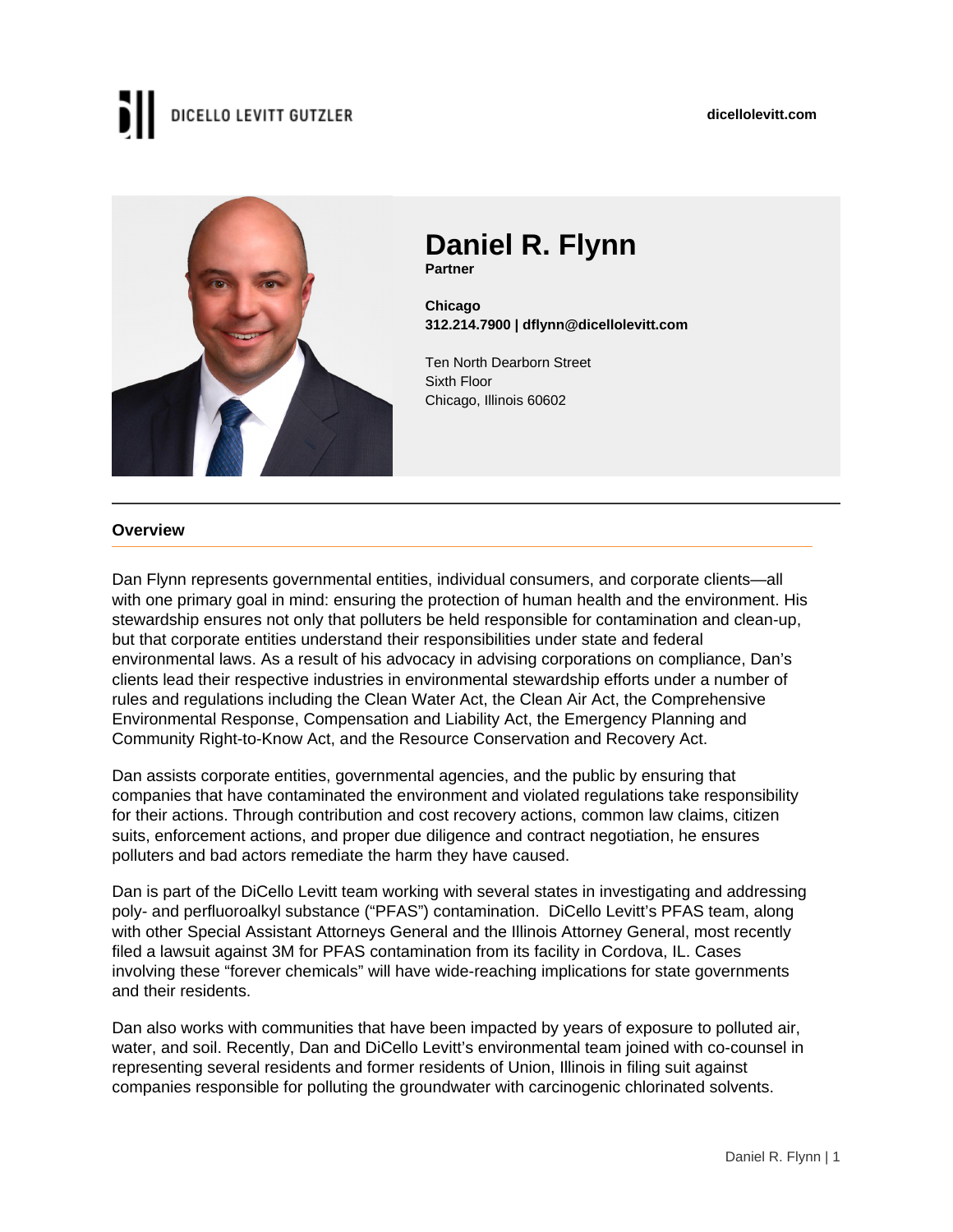DICELLO LEVITT GUTZLER

dicellolevitt.com

# Daniel R. Flynn

**Partner**

**Chicago**
**312.214.7900 | dflynn@dicellolevitt.com**

Ten North Dearborn Street
Sixth Floor
Chicago, Illinois 60602

## Overview

Dan Flynn represents governmental entities, individual consumers, and corporate clients—all with one primary goal in mind: ensuring the protection of human health and the environment. His stewardship ensures not only that polluters be held responsible for contamination and clean-up, but that corporate entities understand their responsibilities under state and federal environmental laws. As a result of his advocacy in advising corporations on compliance, Dan's clients lead their respective industries in environmental stewardship efforts under a number of rules and regulations including the Clean Water Act, the Clean Air Act, the Comprehensive Environmental Response, Compensation and Liability Act, the Emergency Planning and Community Right-to-Know Act, and the Resource Conservation and Recovery Act.

Dan assists corporate entities, governmental agencies, and the public by ensuring that companies that have contaminated the environment and violated regulations take responsibility for their actions. Through contribution and cost recovery actions, common law claims, citizen suits, enforcement actions, and proper due diligence and contract negotiation, he ensures polluters and bad actors remediate the harm they have caused.

Dan is part of the DiCello Levitt team working with several states in investigating and addressing poly- and perfluoroalkyl substance ("PFAS") contamination. DiCello Levitt's PFAS team, along with other Special Assistant Attorneys General and the Illinois Attorney General, most recently filed a lawsuit against 3M for PFAS contamination from its facility in Cordova, IL. Cases involving these "forever chemicals" will have wide-reaching implications for state governments and their residents.

Dan also works with communities that have been impacted by years of exposure to polluted air, water, and soil. Recently, Dan and DiCello Levitt's environmental team joined with co-counsel in representing several residents and former residents of Union, Illinois in filing suit against companies responsible for polluting the groundwater with carcinogenic chlorinated solvents.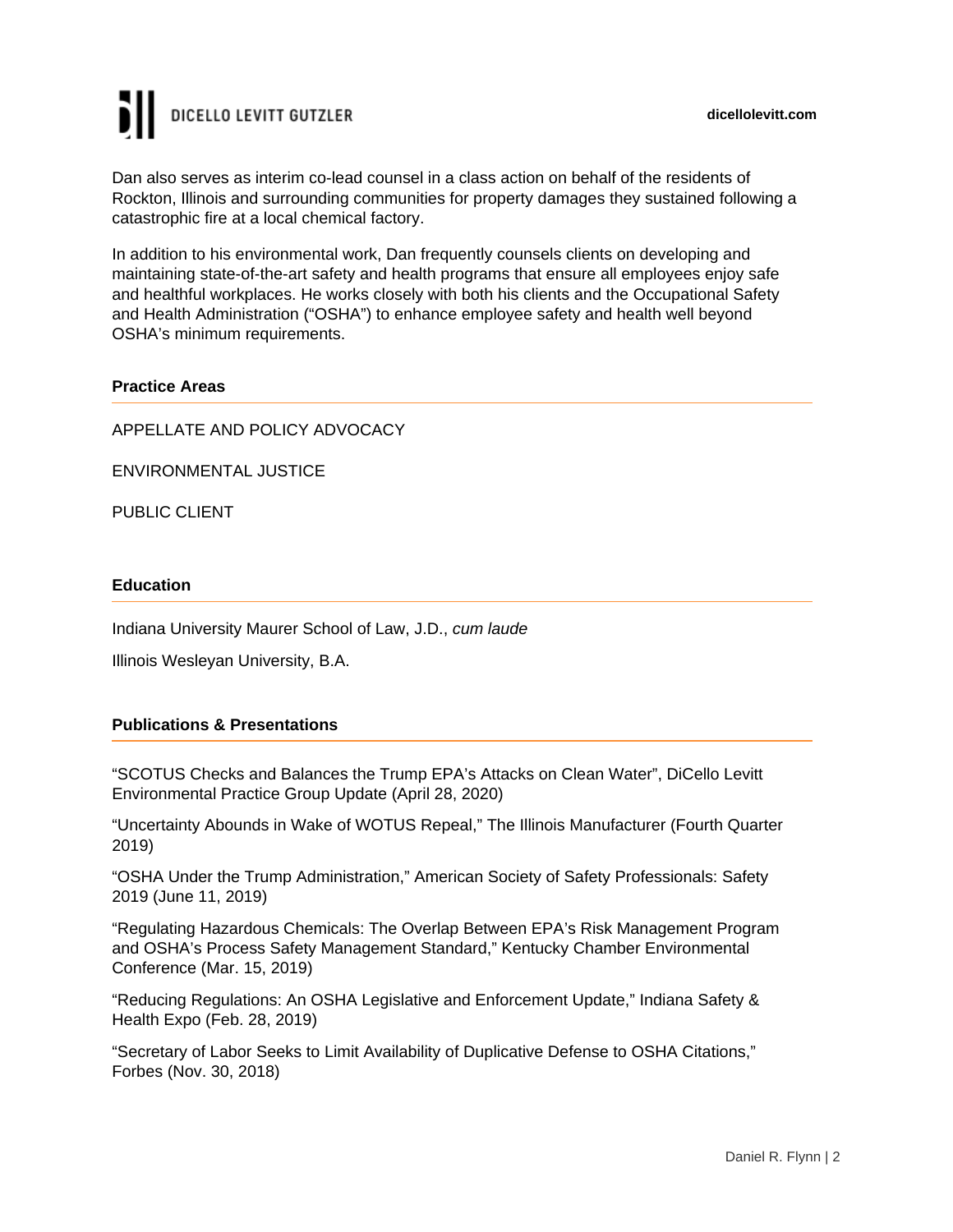Dan also serves as interim co-lead counsel in a class action on behalf of the residents of Rockton, Illinois and surrounding communities for property damages they sustained following a catastrophic fire at a local chemical factory.

In addition to his environmental work, Dan frequently counsels clients on developing and maintaining state-of-the-art safety and health programs that ensure all employees enjoy safe and healthful workplaces. He works closely with both his clients and the Occupational Safety and Health Administration ("OSHA") to enhance employee safety and health well beyond OSHA's minimum requirements.

## Practice Areas

APPELLATE AND POLICY ADVOCACY

ENVIRONMENTAL JUSTICE

PUBLIC CLIENT

## Education

Indiana University Maurer School of Law, J.D., *cum laude*

Illinois Wesleyan University, B.A.

## Publications & Presentations

"SCOTUS Checks and Balances the Trump EPA's Attacks on Clean Water", DiCello Levitt Environmental Practice Group Update (April 28, 2020)

"Uncertainty Abounds in Wake of WOTUS Repeal," The Illinois Manufacturer (Fourth Quarter 2019)

"OSHA Under the Trump Administration," American Society of Safety Professionals: Safety 2019 (June 11, 2019)

"Regulating Hazardous Chemicals: The Overlap Between EPA's Risk Management Program and OSHA's Process Safety Management Standard," Kentucky Chamber Environmental Conference (Mar. 15, 2019)

"Reducing Regulations: An OSHA Legislative and Enforcement Update," Indiana Safety & Health Expo (Feb. 28, 2019)

"Secretary of Labor Seeks to Limit Availability of Duplicative Defense to OSHA Citations," Forbes (Nov. 30, 2018)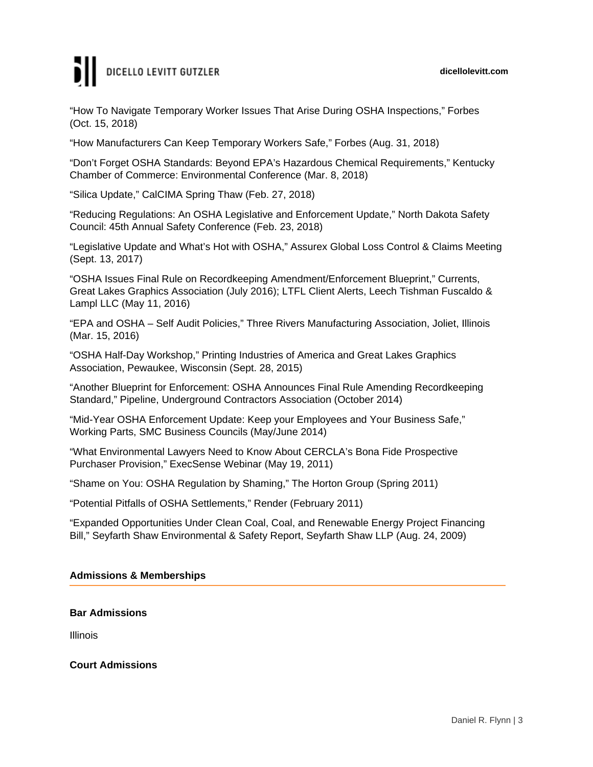"How To Navigate Temporary Worker Issues That Arise During OSHA Inspections," Forbes (Oct. 15, 2018)

"How Manufacturers Can Keep Temporary Workers Safe," Forbes (Aug. 31, 2018)

"Don't Forget OSHA Standards: Beyond EPA's Hazardous Chemical Requirements," Kentucky Chamber of Commerce: Environmental Conference (Mar. 8, 2018)

"Silica Update," CalCIMA Spring Thaw (Feb. 27, 2018)

"Reducing Regulations: An OSHA Legislative and Enforcement Update," North Dakota Safety Council: 45th Annual Safety Conference (Feb. 23, 2018)

"Legislative Update and What's Hot with OSHA," Assurex Global Loss Control & Claims Meeting (Sept. 13, 2017)

"OSHA Issues Final Rule on Recordkeeping Amendment/Enforcement Blueprint," Currents, Great Lakes Graphics Association (July 2016); LTFL Client Alerts, Leech Tishman Fuscaldo & Lampl LLC (May 11, 2016)

"EPA and OSHA – Self Audit Policies," Three Rivers Manufacturing Association, Joliet, Illinois (Mar. 15, 2016)

"OSHA Half-Day Workshop," Printing Industries of America and Great Lakes Graphics Association, Pewaukee, Wisconsin (Sept. 28, 2015)

"Another Blueprint for Enforcement: OSHA Announces Final Rule Amending Recordkeeping Standard," Pipeline, Underground Contractors Association (October 2014)

"Mid-Year OSHA Enforcement Update: Keep your Employees and Your Business Safe," Working Parts, SMC Business Councils (May/June 2014)

"What Environmental Lawyers Need to Know About CERCLA's Bona Fide Prospective Purchaser Provision," ExecSense Webinar (May 19, 2011)

"Shame on You: OSHA Regulation by Shaming," The Horton Group (Spring 2011)

"Potential Pitfalls of OSHA Settlements," Render (February 2011)

"Expanded Opportunities Under Clean Coal, Coal, and Renewable Energy Project Financing Bill," Seyfarth Shaw Environmental & Safety Report, Seyfarth Shaw LLP (Aug. 24, 2009)

## Admissions & Memberships

### Bar Admissions

Illinois

### Court Admissions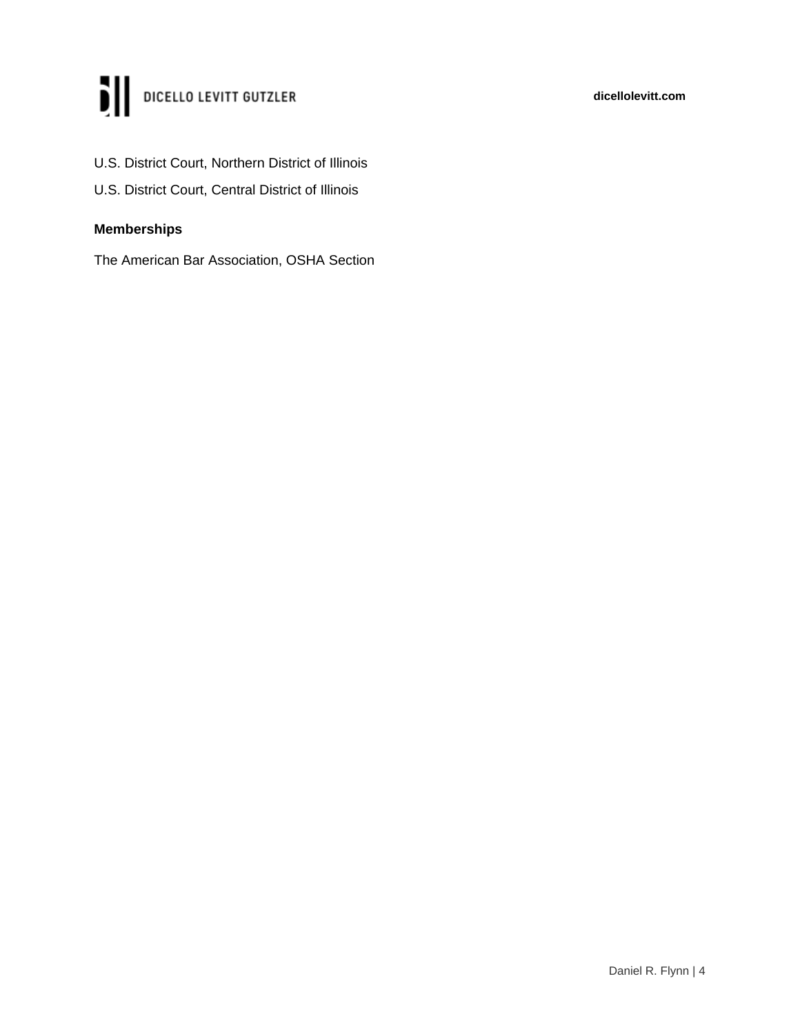U.S. District Court, Northern District of Illinois

U.S. District Court, Central District of Illinois

**Memberships**

The American Bar Association, OSHA Section